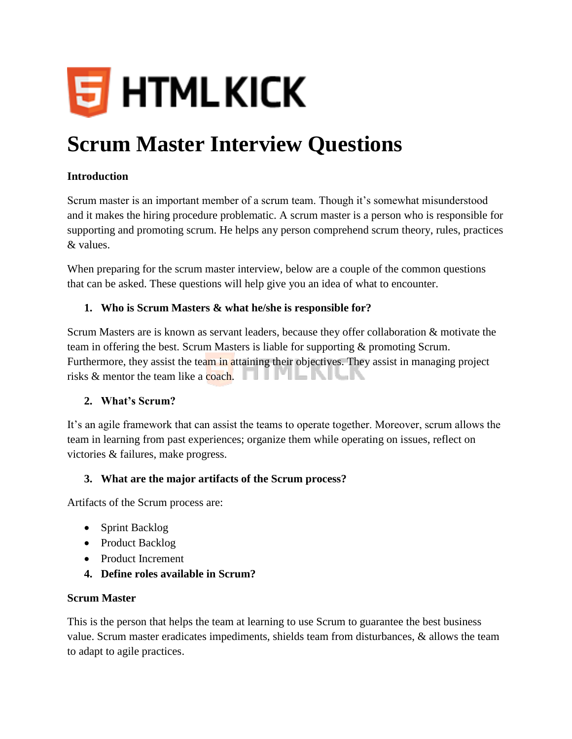# Scrum Master Interview Questions

**Introduction**

Scrum master is an important member of a scrum team. Though it's somewhat misunderstood and it makes the hiring procedure problematic. A scrum master is a person who is responsible for supporting and promoting scrum. He helps any person comprehend scrum theory, rules, practices & values.

When preparing for the scrum master interview, below are a couple of the common questions that can be asked. These questions will help give you an idea of what to encounter.

1. **Who is Scrum Masters & what he/she is responsible for?**

Scrum Masters are is known as servant leaders, because they offer collaboration & motivate the team in offering the best. Scrum Masters is liable for supporting & promoting Scrum. Furthermore, they assist the team in attaining their objectives. They assist in managing project risks & mentor the team like a coach.

2. **What's Scrum?**

It's an agile framework that can assist the teams to operate together. Moreover, scrum allows the team in learning from past experiences; organize them while operating on issues, reflect on victories & failures, make progress.

3. **What are the major artifacts of the Scrum process?**

Artifacts of the Scrum process are:

- Sprint Backlog
- Product Backlog
- Product Increment

4. **Define roles available in Scrum?**

**Scrum Master**

This is the person that helps the team at learning to use Scrum to guarantee the best business value. Scrum master eradicates impediments, shields team from disturbances, & allows the team to adapt to agile practices.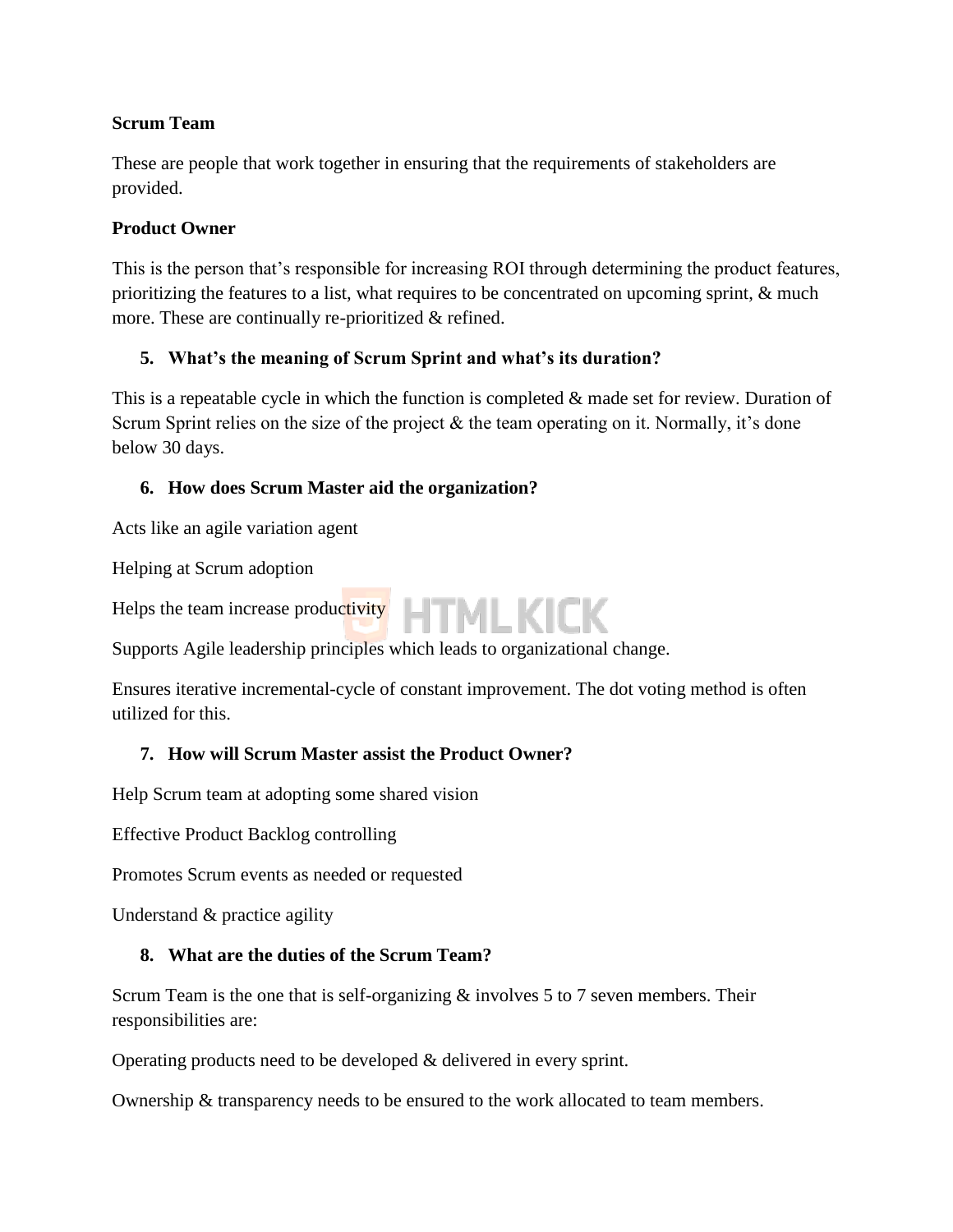**Scrum Team**

These are people that work together in ensuring that the requirements of stakeholders are provided.

**Product Owner**

This is the person that's responsible for increasing ROI through determining the product features, prioritizing the features to a list, what requires to be concentrated on upcoming sprint, & much more. These are continually re-prioritized & refined.

5. **What's the meaning of Scrum Sprint and what's its duration?**

This is a repeatable cycle in which the function is completed & made set for review. Duration of Scrum Sprint relies on the size of the project & the team operating on it. Normally, it's done below 30 days.

6. **How does Scrum Master aid the organization?**

Acts like an agile variation agent

Helping at Scrum adoption

Helps the team increase productivity

Supports Agile leadership principles which leads to organizational change.

Ensures iterative incremental-cycle of constant improvement. The dot voting method is often utilized for this.

7. **How will Scrum Master assist the Product Owner?**

Help Scrum team at adopting some shared vision

Effective Product Backlog controlling

Promotes Scrum events as needed or requested

Understand & practice agility

8. **What are the duties of the Scrum Team?**

Scrum Team is the one that is self-organizing & involves 5 to 7 seven members. Their responsibilities are:

Operating products need to be developed & delivered in every sprint.

Ownership & transparency needs to be ensured to the work allocated to team members.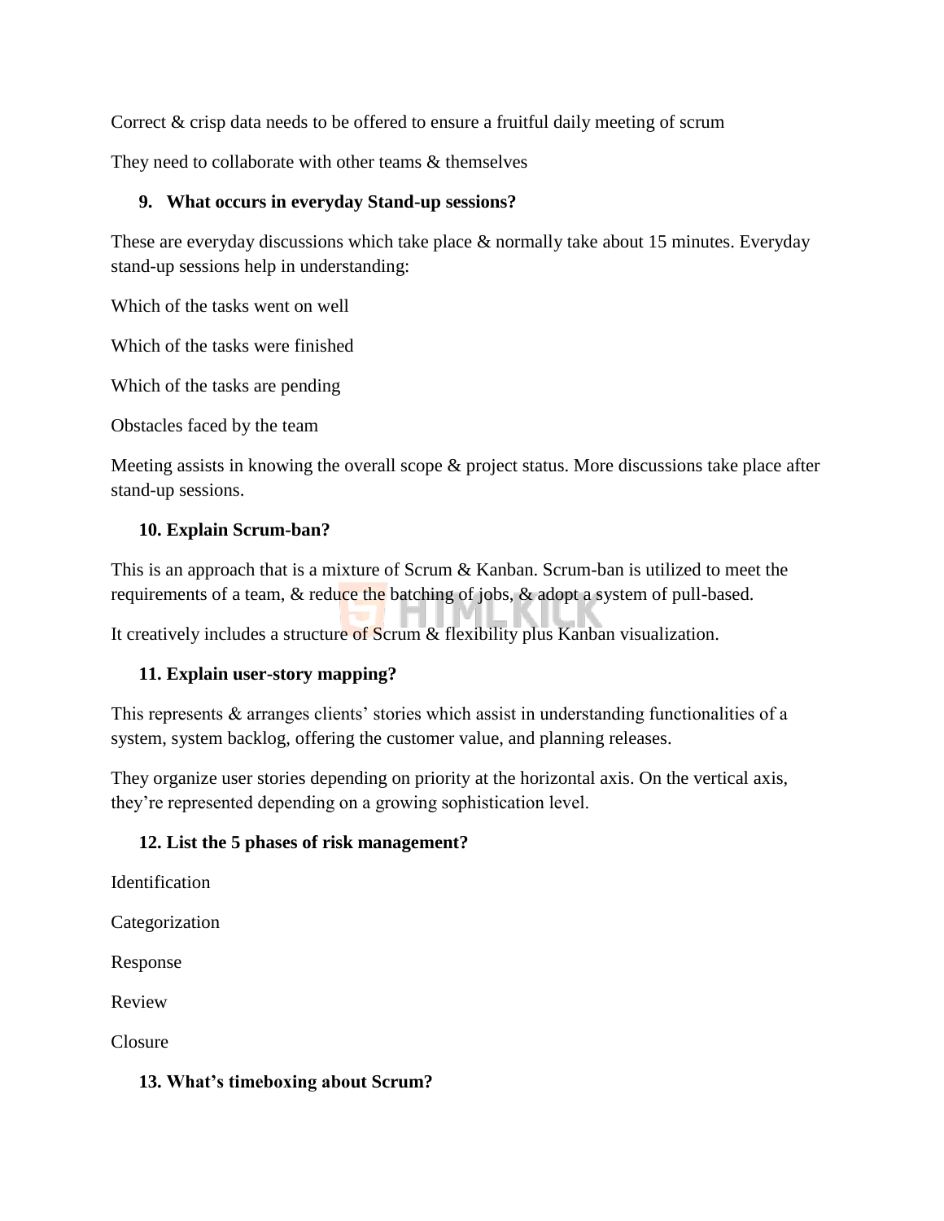Correct & crisp data needs to be offered to ensure a fruitful daily meeting of scrum

They need to collaborate with other teams & themselves

### 9. What occurs in everyday Stand-up sessions?

These are everyday discussions which take place & normally take about 15 minutes. Everyday stand-up sessions help in understanding:

Which of the tasks went on well

Which of the tasks were finished

Which of the tasks are pending

Obstacles faced by the team

Meeting assists in knowing the overall scope & project status. More discussions take place after stand-up sessions.

### 10. Explain Scrum-ban?

This is an approach that is a mixture of Scrum & Kanban. Scrum-ban is utilized to meet the requirements of a team, & reduce the batching of jobs, & adopt a system of pull-based.

It creatively includes a structure of Scrum & flexibility plus Kanban visualization.

### 11. Explain user-story mapping?

This represents & arranges clients' stories which assist in understanding functionalities of a system, system backlog, offering the customer value, and planning releases.

They organize user stories depending on priority at the horizontal axis. On the vertical axis, they're represented depending on a growing sophistication level.

### 12. List the 5 phases of risk management?

Identification

Categorization

Response

Review

Closure

### 13. What's timeboxing about Scrum?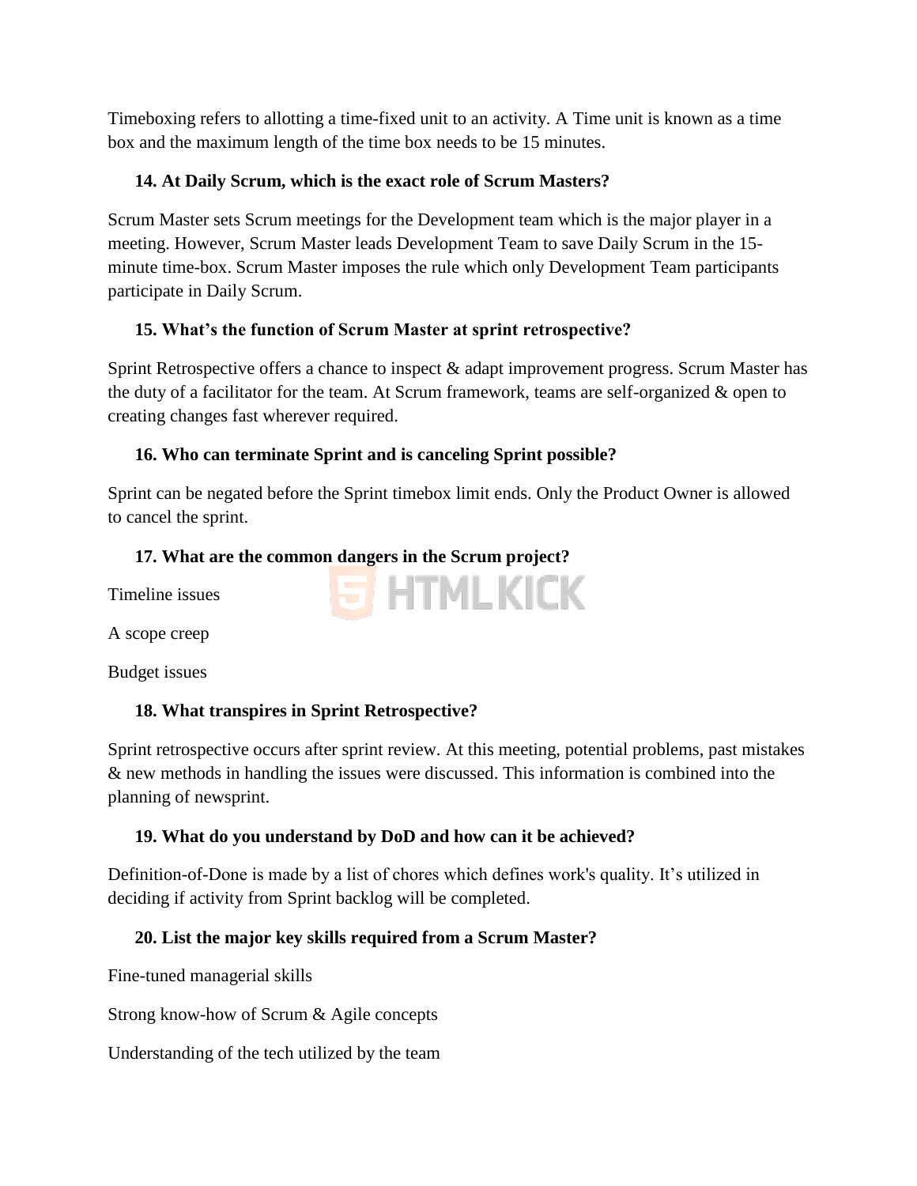Timeboxing refers to allotting a time-fixed unit to an activity. A Time unit is known as a time box and the maximum length of the time box needs to be 15 minutes.

### 14. At Daily Scrum, which is the exact role of Scrum Masters?

Scrum Master sets Scrum meetings for the Development team which is the major player in a meeting. However, Scrum Master leads Development Team to save Daily Scrum in the 15-minute time-box. Scrum Master imposes the rule which only Development Team participants participate in Daily Scrum.

### 15. What's the function of Scrum Master at sprint retrospective?

Sprint Retrospective offers a chance to inspect & adapt improvement progress. Scrum Master has the duty of a facilitator for the team. At Scrum framework, teams are self-organized & open to creating changes fast wherever required.

### 16. Who can terminate Sprint and is canceling Sprint possible?

Sprint can be negated before the Sprint timebox limit ends. Only the Product Owner is allowed to cancel the sprint.

### 17. What are the common dangers in the Scrum project?

Timeline issues

A scope creep

Budget issues

### 18. What transpires in Sprint Retrospective?

Sprint retrospective occurs after sprint review. At this meeting, potential problems, past mistakes & new methods in handling the issues were discussed. This information is combined into the planning of newsprint.

### 19. What do you understand by DoD and how can it be achieved?

Definition-of-Done is made by a list of chores which defines work's quality. It's utilized in deciding if activity from Sprint backlog will be completed.

### 20. List the major key skills required from a Scrum Master?

Fine-tuned managerial skills

Strong know-how of Scrum & Agile concepts

Understanding of the tech utilized by the team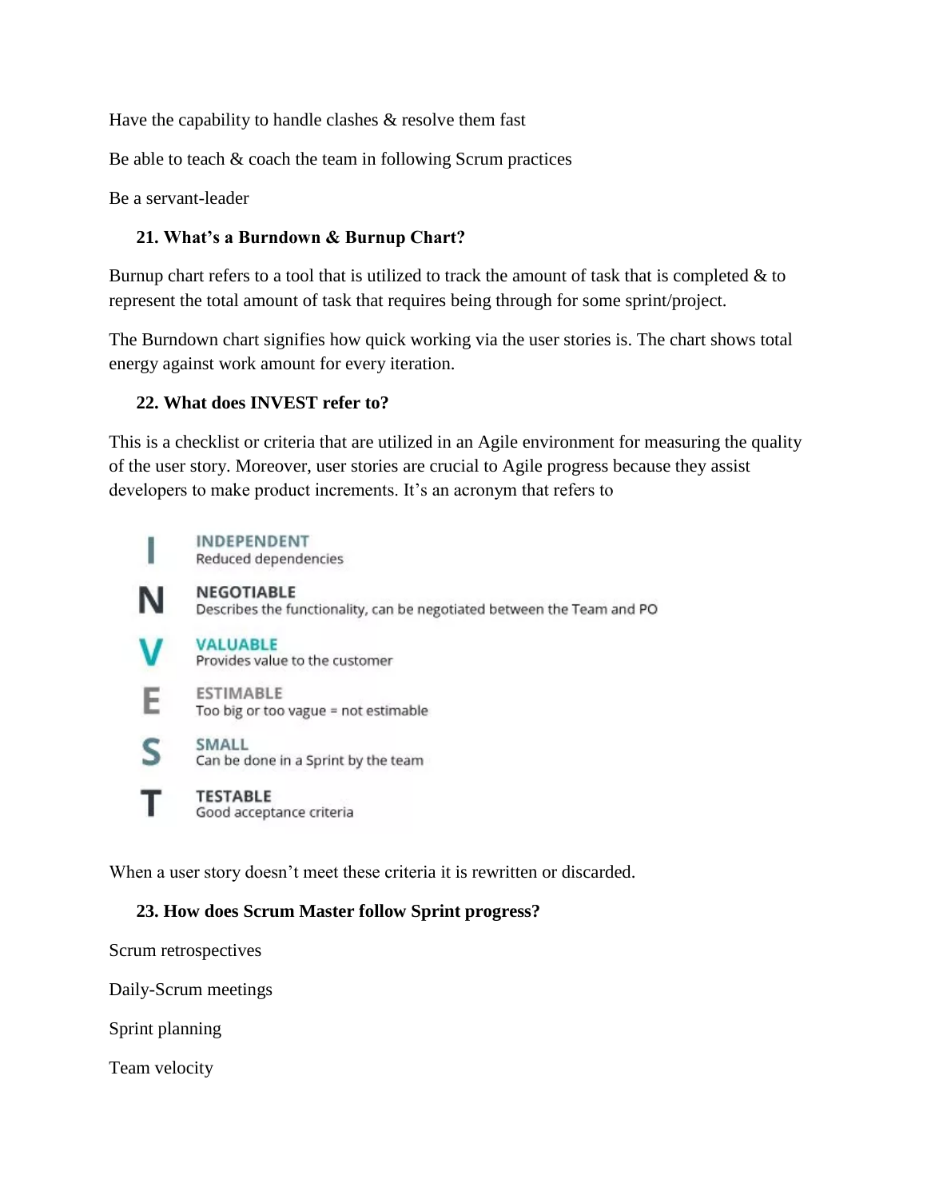Have the capability to handle clashes & resolve them fast

Be able to teach & coach the team in following Scrum practices

Be a servant-leader

### 21. What's a Burndown & Burnup Chart?

Burnup chart refers to a tool that is utilized to track the amount of task that is completed & to represent the total amount of task that requires being through for some sprint/project.

The Burndown chart signifies how quick working via the user stories is. The chart shows total energy against work amount for every iteration.

### 22. What does INVEST refer to?

This is a checklist or criteria that are utilized in an Agile environment for measuring the quality of the user story. Moreover, user stories are crucial to Agile progress because they assist developers to make product increments. It's an acronym that refers to

**I** — **INDEPENDENT**
Reduced dependencies

**N** — **NEGOTIABLE**
Describes the functionality, can be negotiated between the Team and PO

**V** — **VALUABLE**
Provides value to the customer

**E** — **ESTIMABLE**
Too big or too vague = not estimable

**S** — **SMALL**
Can be done in a Sprint by the team

**T** — **TESTABLE**
Good acceptance criteria

When a user story doesn't meet these criteria it is rewritten or discarded.

### 23. How does Scrum Master follow Sprint progress?

Scrum retrospectives

Daily-Scrum meetings

Sprint planning

Team velocity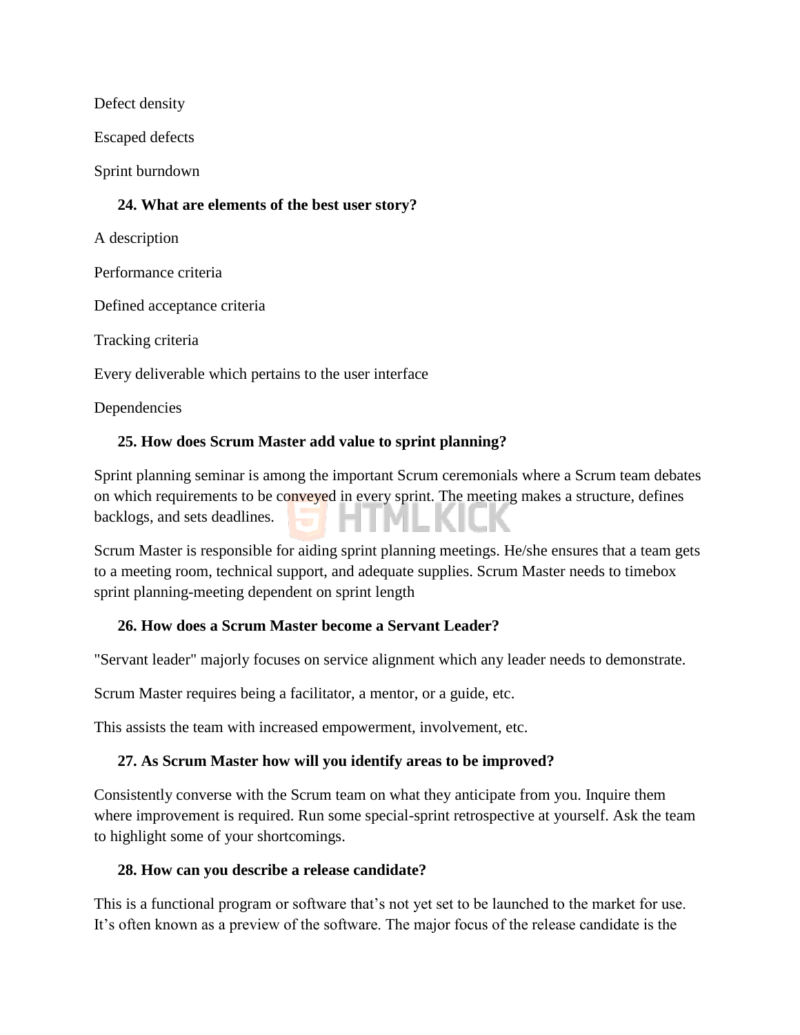Defect density

Escaped defects

Sprint burndown

### 24. What are elements of the best user story?

A description

Performance criteria

Defined acceptance criteria

Tracking criteria

Every deliverable which pertains to the user interface

Dependencies

### 25. How does Scrum Master add value to sprint planning?

Sprint planning seminar is among the important Scrum ceremonials where a Scrum team debates on which requirements to be conveyed in every sprint. The meeting makes a structure, defines backlogs, and sets deadlines.

Scrum Master is responsible for aiding sprint planning meetings. He/she ensures that a team gets to a meeting room, technical support, and adequate supplies. Scrum Master needs to timebox sprint planning-meeting dependent on sprint length

### 26. How does a Scrum Master become a Servant Leader?

"Servant leader" majorly focuses on service alignment which any leader needs to demonstrate.

Scrum Master requires being a facilitator, a mentor, or a guide, etc.

This assists the team with increased empowerment, involvement, etc.

### 27. As Scrum Master how will you identify areas to be improved?

Consistently converse with the Scrum team on what they anticipate from you. Inquire them where improvement is required. Run some special-sprint retrospective at yourself. Ask the team to highlight some of your shortcomings.

### 28. How can you describe a release candidate?

This is a functional program or software that's not yet set to be launched to the market for use. It's often known as a preview of the software. The major focus of the release candidate is the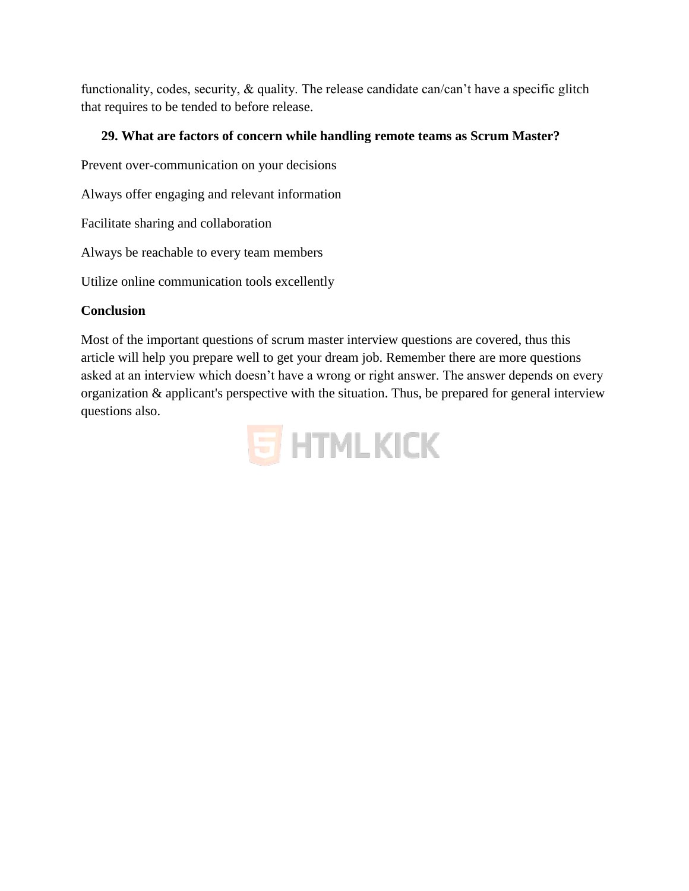functionality, codes, security, & quality. The release candidate can/can't have a specific glitch that requires to be tended to before release.

### 29. What are factors of concern while handling remote teams as Scrum Master?

Prevent over-communication on your decisions

Always offer engaging and relevant information

Facilitate sharing and collaboration

Always be reachable to every team members

Utilize online communication tools excellently

**Conclusion**

Most of the important questions of scrum master interview questions are covered, thus this article will help you prepare well to get your dream job. Remember there are more questions asked at an interview which doesn't have a wrong or right answer. The answer depends on every organization & applicant's perspective with the situation. Thus, be prepared for general interview questions also.